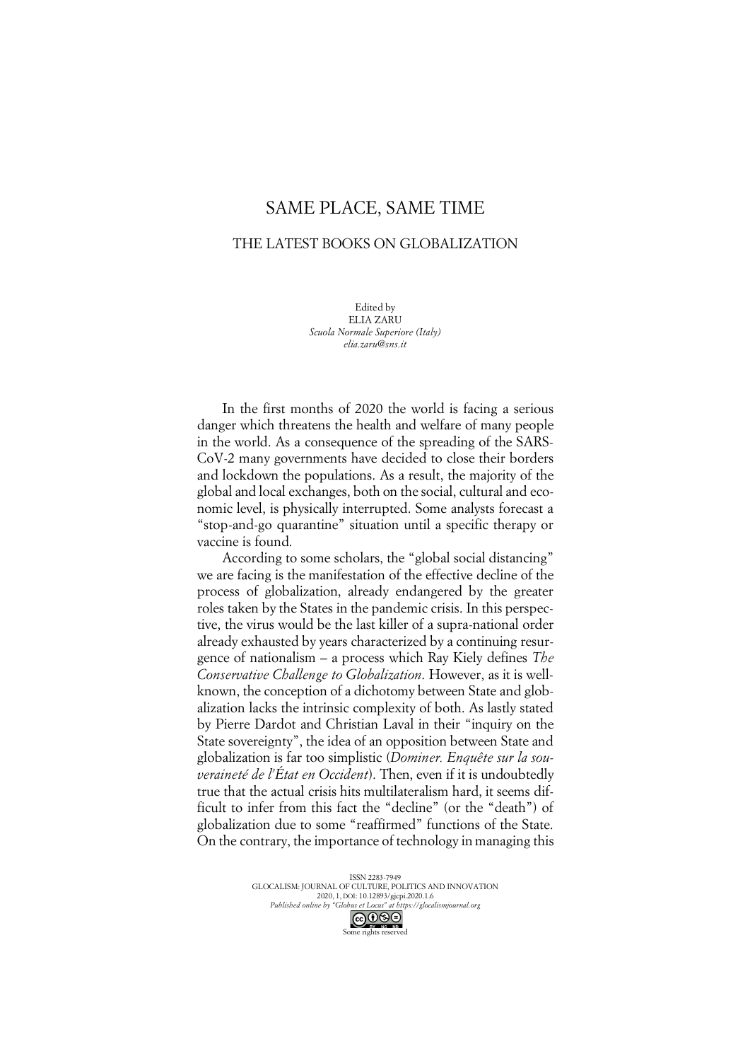# SAME PLACE, SAME TIME

## THE LATEST BOOKS ON GLOBALIZATION

Edited by
ELIA ZARU
*Scuola Normale Superiore (Italy)*
*elia.zaru@sns.it*

In the first months of 2020 the world is facing a serious danger which threatens the health and welfare of many people in the world. As a consequence of the spreading of the SARS-CoV-2 many governments have decided to close their borders and lockdown the populations. As a result, the majority of the global and local exchanges, both on the social, cultural and economic level, is physically interrupted. Some analysts forecast a "stop-and-go quarantine" situation until a specific therapy or vaccine is found.

According to some scholars, the "global social distancing" we are facing is the manifestation of the effective decline of the process of globalization, already endangered by the greater roles taken by the States in the pandemic crisis. In this perspective, the virus would be the last killer of a supra-national order already exhausted by years characterized by a continuing resurgence of nationalism – a process which Ray Kiely defines *The Conservative Challenge to Globalization*. However, as it is well-known, the conception of a dichotomy between State and globalization lacks the intrinsic complexity of both. As lastly stated by Pierre Dardot and Christian Laval in their "inquiry on the State sovereignty", the idea of an opposition between State and globalization is far too simplistic (*Dominer. Enquête sur la souveraineté de l'État en Occident*). Then, even if it is undoubtedly true that the actual crisis hits multilateralism hard, it seems difficult to infer from this fact the "decline" (or the "death") of globalization due to some "reaffirmed" functions of the State. On the contrary, the importance of technology in managing this

ISSN 2283-7949
GLOCALISM: JOURNAL OF CULTURE, POLITICS AND INNOVATION
2020, 1, DOI: 10.12893/gjcpi.2020.1.6
*Published online by "Globus et Locus" at https://glocalismjournal.org*
Some rights reserved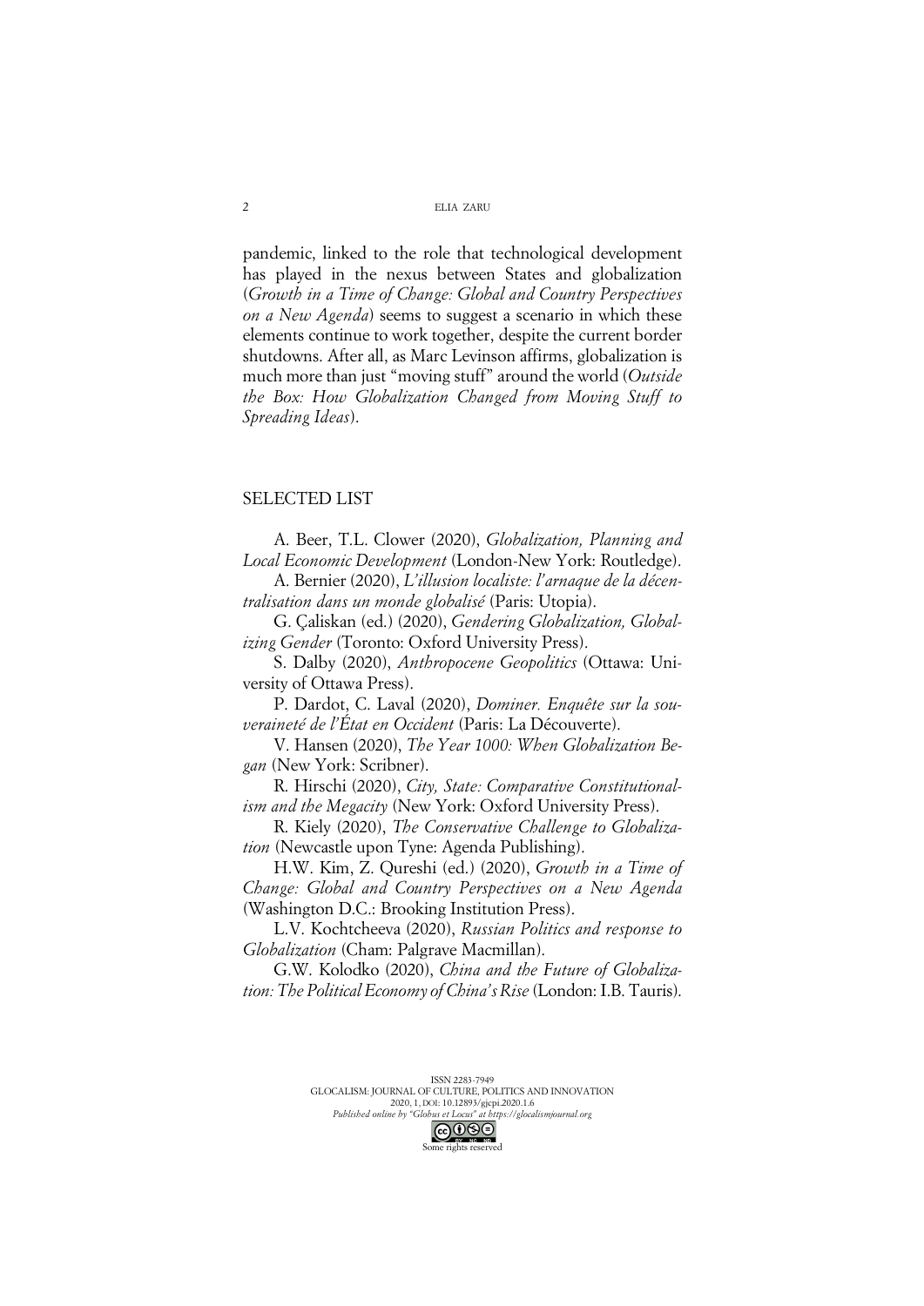pandemic, linked to the role that technological development has played in the nexus between States and globalization (*Growth in a Time of Change: Global and Country Perspectives on a New Agenda*) seems to suggest a scenario in which these elements continue to work together, despite the current border shutdowns. After all, as Marc Levinson affirms, globalization is much more than just "moving stuff" around the world (*Outside the Box: How Globalization Changed from Moving Stuff to Spreading Ideas*).

## SELECTED LIST

A. Beer, T.L. Clower (2020), *Globalization, Planning and Local Economic Development* (London-New York: Routledge).

A. Bernier (2020), *L'illusion localiste: l'arnaque de la décentralisation dans un monde globalisé* (Paris: Utopia).

G. Çaliskan (ed.) (2020), *Gendering Globalization, Globalizing Gender* (Toronto: Oxford University Press).

S. Dalby (2020), *Anthropocene Geopolitics* (Ottawa: University of Ottawa Press).

P. Dardot, C. Laval (2020), *Dominer. Enquête sur la souveraineté de l'État en Occident* (Paris: La Découverte).

V. Hansen (2020), *The Year 1000: When Globalization Began* (New York: Scribner).

R. Hirschi (2020), *City, State: Comparative Constitutionalism and the Megacity* (New York: Oxford University Press).

R. Kiely (2020), *The Conservative Challenge to Globalization* (Newcastle upon Tyne: Agenda Publishing).

H.W. Kim, Z. Qureshi (ed.) (2020), *Growth in a Time of Change: Global and Country Perspectives on a New Agenda* (Washington D.C.: Brooking Institution Press).

L.V. Kochtcheeva (2020), *Russian Politics and response to Globalization* (Cham: Palgrave Macmillan).

G.W. Kolodko (2020), *China and the Future of Globalization: The Political Economy of China's Rise* (London: I.B. Tauris).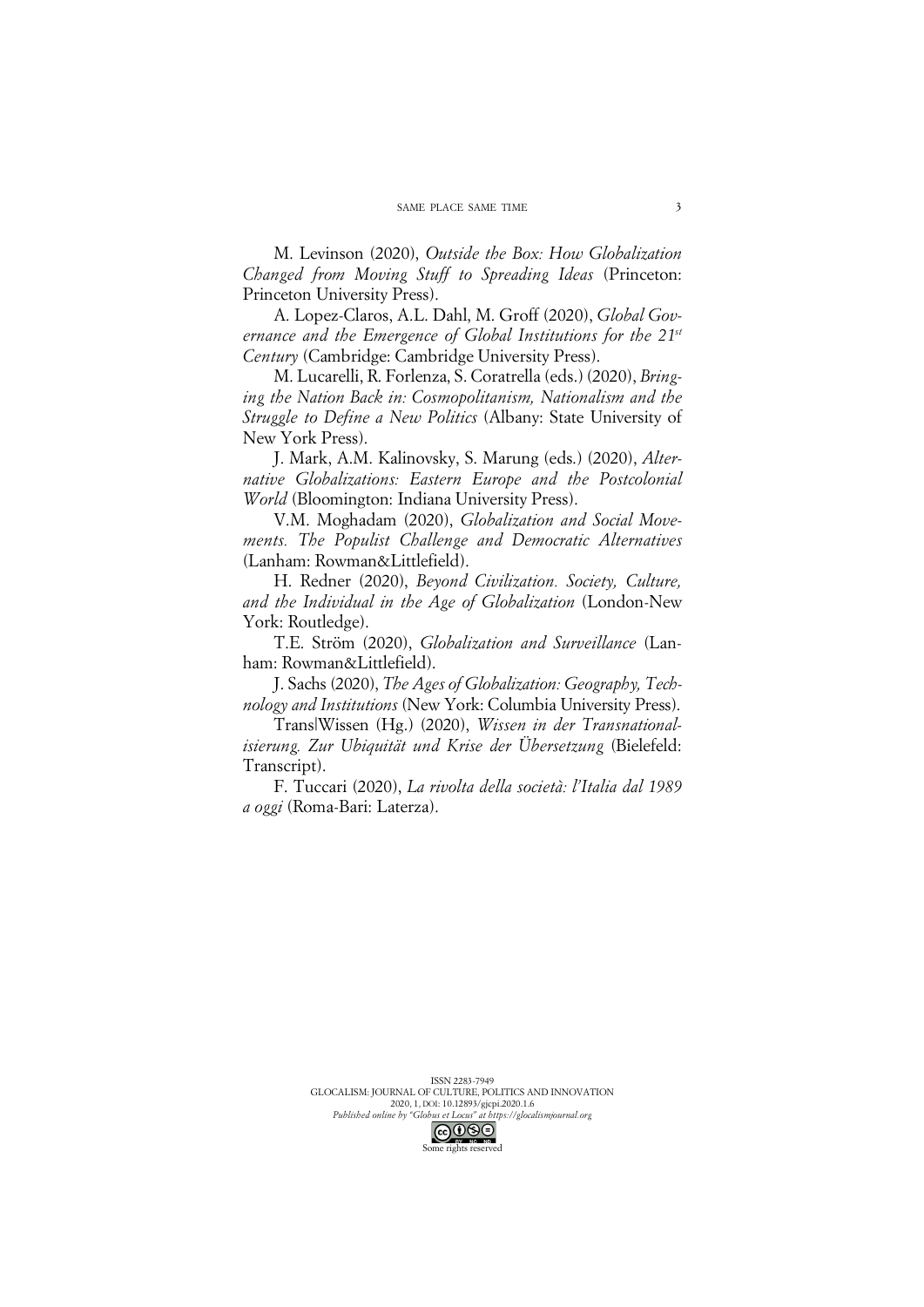M. Levinson (2020), *Outside the Box: How Globalization Changed from Moving Stuff to Spreading Ideas* (Princeton: Princeton University Press).

A. Lopez-Claros, A.L. Dahl, M. Groff (2020), *Global Governance and the Emergence of Global Institutions for the 21st Century* (Cambridge: Cambridge University Press).

M. Lucarelli, R. Forlenza, S. Coratrella (eds.) (2020), *Bringing the Nation Back in: Cosmopolitanism, Nationalism and the Struggle to Define a New Politics* (Albany: State University of New York Press).

J. Mark, A.M. Kalinovsky, S. Marung (eds.) (2020), *Alternative Globalizations: Eastern Europe and the Postcolonial World* (Bloomington: Indiana University Press).

V.M. Moghadam (2020), *Globalization and Social Movements. The Populist Challenge and Democratic Alternatives* (Lanham: Rowman&Littlefield).

H. Redner (2020), *Beyond Civilization. Society, Culture, and the Individual in the Age of Globalization* (London-New York: Routledge).

T.E. Ström (2020), *Globalization and Surveillance* (Lanham: Rowman&Littlefield).

J. Sachs (2020), *The Ages of Globalization: Geography, Technology and Institutions* (New York: Columbia University Press).

Trans|Wissen (Hg.) (2020), *Wissen in der Transnationalisierung. Zur Ubiquität und Krise der Übersetzung* (Bielefeld: Transcript).

F. Tuccari (2020), *La rivolta della società: l'Italia dal 1989 a oggi* (Roma-Bari: Laterza).